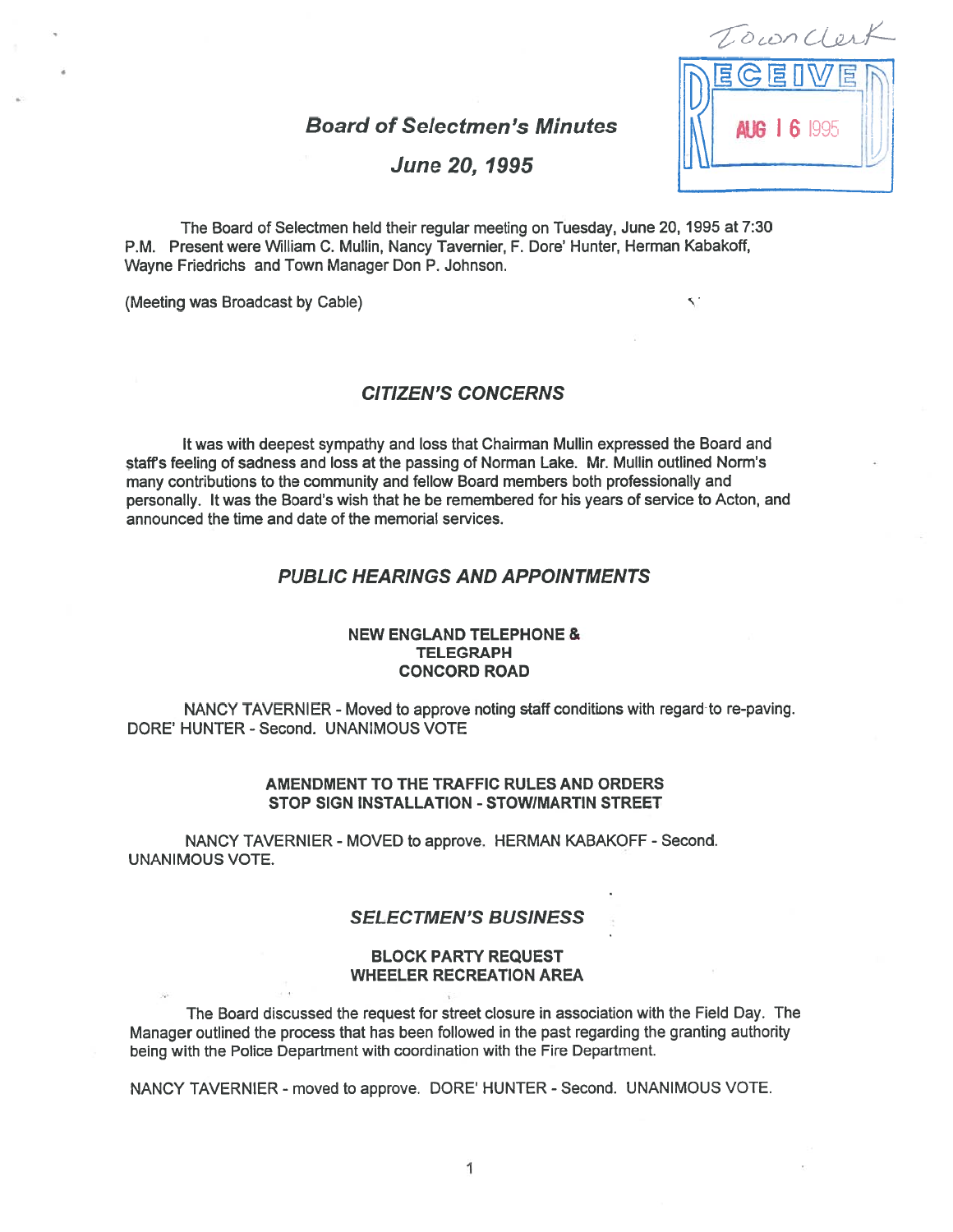Town Clerk

RECEIVED AUG 16 1995

# Board of Selectmen's Minutes

## June 20, 1995

The Board of Selectmen held their regular meeting on Tuesday, June 20, 1995 at 7:30 P.M. Present were William C. Mullin, Nancy Tavernier, F. Dore' Hunter, Herman Kabakoff, Wayne Friedrichs and Town Manager Don P. Johnson.

(Meeting was Broadcast by Cable)

## CITIZEN'S CONCERNS

It was with deepest sympathy and loss that Chairman Mullin expressed the Board and staff's feeling of sadness and loss at the passing of Norman Lake. Mr. Mullin outlined Norm's many contributions to the community and fellow Board members both professionally and personally. It was the Board's wish that he be remembered for his years of service to Acton, and announced the time and date of the memorial services.

## PUBLIC HEARINGS AND APPOINTMENTS

### NEW ENGLAND TELEPHONE & TELEGRAPH CONCORD ROAD

NANCY TAVERNIER - Moved to approve noting staff conditions with regard to re-paving. DORE' HUNTER - Second. UNANIMOUS VOTE

### AMENDMENT TO THE TRAFFIC RULES AND ORDERS STOP SIGN INSTALLATION - STOW/MARTIN STREET

NANCY TAVERNIER - MOVED to approve. HERMAN KABAKOFF - Second. UNANIMOUS VOTE.

## SELECTMEN'S BUSINESS

### BLOCK PARTY REQUEST WHEELER RECREATION AREA

The Board discussed the request for street closure in association with the Field Day. The Manager outlined the process that has been followed in the past regarding the granting authority being with the Police Department with coordination with the Fire Department.

NANCY TAVERNIER - moved to approve. DORE' HUNTER - Second. UNANIMOUS VOTE.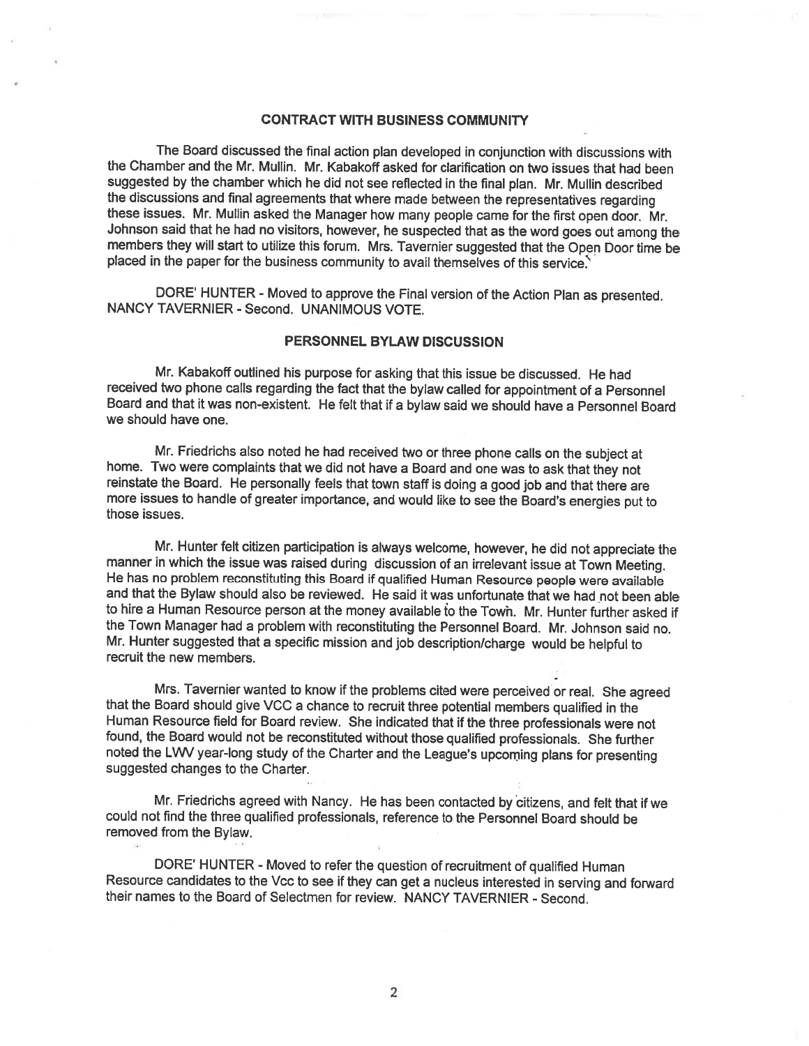## CONTRACT WITH BUSINESS COMMUNITY

The Board discussed the final action plan developed in conjunction with discussions with the Chamber and the Mr. Mullin. Mr. Kabakoff asked for clarification on two issues that had been suggested by the chamber which he did not see reflected in the final plan. Mr. Mullin described the discussions and final agreements that where made between the representatives regarding these issues. Mr. Mullin asked the Manager how many people came for the first open door. Mr. Johnson said that he had no visitors, however, he suspected that as the word goes out among the members they will start to utilize this forum. Mrs. Tavernier suggested that the Open Door time be placed in the paper for the business community to avail themselves of this service.

DORE' HUNTER - Moved to approve the Final version of the Action Plan as presented. NANCY TAVERNIER - Second. UNANIMOUS VOTE.

## PERSONNEL BYLAW DISCUSSION

Mr. Kabakoff outlined his purpose for asking that this issue be discussed. He had received two phone calls regarding the fact that the bylaw called for appointment of a Personnel Board and that it was non-existent. He felt that if a bylaw said we should have a Personnel Board we should have one.

Mr. Friedrichs also noted he had received two or three phone calls on the subject at home. Two were complaints that we did not have a Board and one was to ask that they not reinstate the Board. He personally feels that town staff is doing a good job and that there are more issues to handle of greater importance, and would like to see the Board's energies put to those issues.

Mr. Hunter felt citizen participation is always welcome, however, he did not appreciate the manner in which the issue was raised during discussion of an irrelevant issue at Town Meeting. He has no problem reconstituting this Board if qualified Human Resource people were available and that the Bylaw should also be reviewed. He said it was unfortunate that we had not been able to hire a Human Resource person at the money available to the Town. Mr. Hunter further asked if the Town Manager had a problem with reconstituting the Personnel Board. Mr. Johnson said no. Mr. Hunter suggested that a specific mission and job description/charge would be helpful to recruit the new members.

Mrs. Tavernier wanted to know if the problems cited were perceived or real. She agreed that the Board should give VCC a chance to recruit three potential members qualified in the Human Resource field for Board review. She indicated that if the three professionals were not found, the Board would not be reconstituted without those qualified professionals. She further noted the LWV year-long study of the Charter and the League's upcoming plans for presenting suggested changes to the Charter.

Mr. Friedrichs agreed with Nancy. He has been contacted by citizens, and felt that if we could not find the three qualified professionals, reference to the Personnel Board should be removed from the Bylaw.

DORE' HUNTER - Moved to refer the question of recruitment of qualified Human Resource candidates to the Vcc to see if they can get a nucleus interested in serving and forward their names to the Board of Selectmen for review. NANCY TAVERNIER - Second.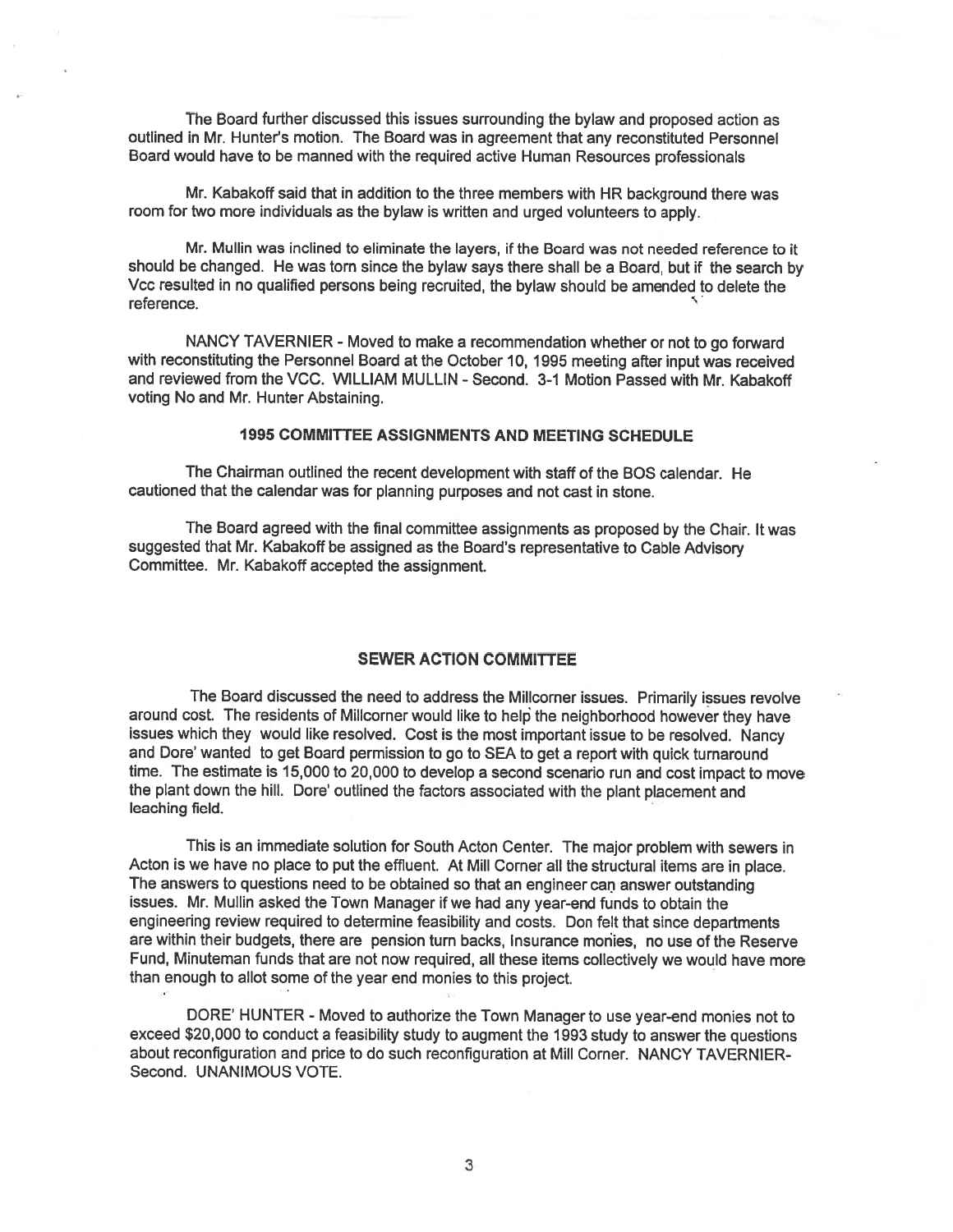The Board further discussed this issues surrounding the bylaw and proposed action as outlined in Mr. Hunter's motion. The Board was in agreement that any reconstituted Personnel Board would have to be manned with the required active Human Resources professionals

Mr. Kabakoff said that in addition to the three members with HR background there was room for two more individuals as the bylaw is written and urged volunteers to apply.

Mr. Mullin was inclined to eliminate the layers, if the Board was not needed reference to it should be changed. He was torn since the bylaw says there shall be a Board, but if the search by Vcc resulted in no qualified persons being recruited, the bylaw should be amended to delete the reference.

NANCY TAVERNIER - Moved to make a recommendation whether or not to go forward with reconstituting the Personnel Board at the October 10, 1995 meeting after input was received and reviewed from the VCC. WILLIAM MULLIN - Second. 3-1 Motion Passed with Mr. Kabakoff voting No and Mr. Hunter Abstaining.

## 1995 COMMITTEE ASSIGNMENTS AND MEETING SCHEDULE

The Chairman outlined the recent development with staff of the BOS calendar. He cautioned that the calendar was for planning purposes and not cast in stone.

The Board agreed with the final committee assignments as proposed by the Chair. It was suggested that Mr. Kabakoff be assigned as the Board's representative to Cable Advisory Committee. Mr. Kabakoff accepted the assignment.

## SEWER ACTION COMMITTEE

The Board discussed the need to address the Millcorner issues. Primarily issues revolve around cost. The residents of Millcorner would like to help the neighborhood however they have issues which they would like resolved. Cost is the most important issue to be resolved. Nancy and Dore' wanted to get Board permission to go to SEA to get a report with quick turnaround time. The estimate is 15,000 to 20,000 to develop a second scenario run and cost impact to move the plant down the hill. Dore' outlined the factors associated with the plant placement and leaching field.

This is an immediate solution for South Acton Center. The major problem with sewers in Acton is we have no place to put the effluent. At Mill Corner all the structural items are in place. The answers to questions need to be obtained so that an engineer can answer outstanding issues. Mr. Mullin asked the Town Manager if we had any year-end funds to obtain the engineering review required to determine feasibility and costs. Don felt that since departments are within their budgets, there are pension turn backs, Insurance monies, no use of the Reserve Fund, Minuteman funds that are not now required, all these items collectively we would have more than enough to allot some of the year end monies to this project.

DORE' HUNTER - Moved to authorize the Town Manager to use year-end monies not to exceed $20,000 to conduct a feasibility study to augment the 1993 study to answer the questions about reconfiguration and price to do such reconfiguration at Mill Corner. NANCY TAVERNIER-Second. UNANIMOUS VOTE.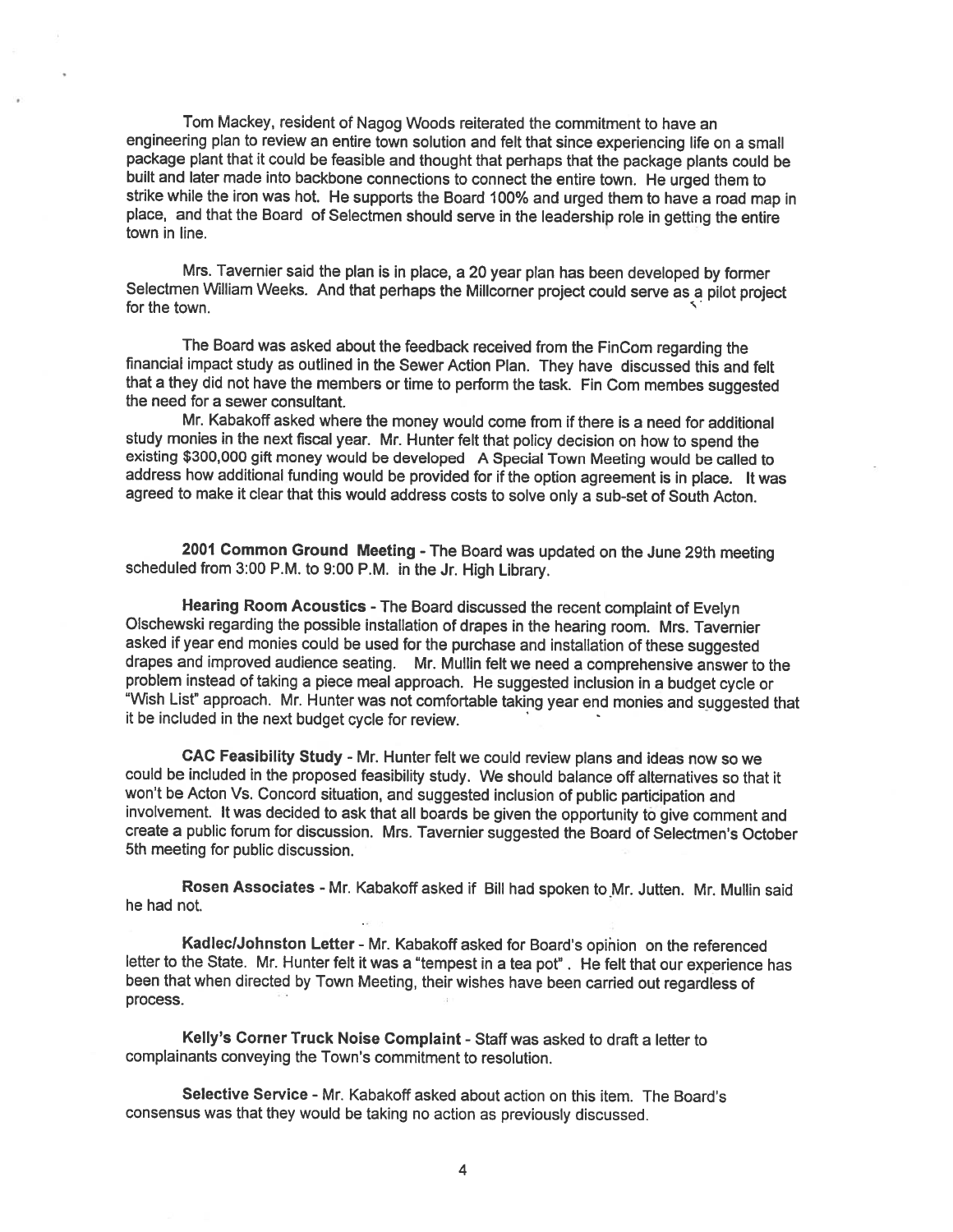Tom Mackey, resident of Nagog Woods reiterated the commitment to have an engineering plan to review an entire town solution and felt that since experiencing life on a small package plant that it could be feasible and thought that perhaps that the package plants could be built and later made into backbone connections to connect the entire town. He urged them to strike while the iron was hot. He supports the Board 100% and urged them to have a road map in place, and that the Board of Selectmen should serve in the leadership role in getting the entire town in line.

Mrs. Tavernier said the plan is in place, a 20 year plan has been developed by former Selectmen William Weeks. And that perhaps the Millcorner project could serve as a pilot project for the town.

The Board was asked about the feedback received from the FinCom regarding the financial impact study as outlined in the Sewer Action Plan. They have discussed this and felt that a they did not have the members or time to perform the task. Fin Com membes suggested the need for a sewer consultant.

Mr. Kabakoff asked where the money would come from if there is a need for additional study monies in the next fiscal year. Mr. Hunter felt that policy decision on how to spend the existing $300,000 gift money would be developed A Special Town Meeting would be called to address how additional funding would be provided for if the option agreement is in place. It was agreed to make it clear that this would address costs to solve only a sub-set of South Acton.

**2001 Common Ground Meeting** - The Board was updated on the June 29th meeting scheduled from 3:00 P.M. to 9:00 P.M. in the Jr. High Library.

**Hearing Room Acoustics** - The Board discussed the recent complaint of Evelyn Olschewski regarding the possible installation of drapes in the hearing room. Mrs. Tavernier asked if year end monies could be used for the purchase and installation of these suggested drapes and improved audience seating. Mr. Mullin felt we need a comprehensive answer to the problem instead of taking a piece meal approach. He suggested inclusion in a budget cycle or "Wish List" approach. Mr. Hunter was not comfortable taking year end monies and suggested that it be included in the next budget cycle for review.

**CAC Feasibility Study** - Mr. Hunter felt we could review plans and ideas now so we could be included in the proposed feasibility study. We should balance off alternatives so that it won't be Acton Vs. Concord situation, and suggested inclusion of public participation and involvement. It was decided to ask that all boards be given the opportunity to give comment and create a public forum for discussion. Mrs. Tavernier suggested the Board of Selectmen's October 5th meeting for public discussion.

**Rosen Associates** - Mr. Kabakoff asked if Bill had spoken to Mr. Jutten. Mr. Mullin said he had not.

**Kadlec/Johnston Letter** - Mr. Kabakoff asked for Board's opinion on the referenced letter to the State. Mr. Hunter felt it was a "tempest in a tea pot". He felt that our experience has been that when directed by Town Meeting, their wishes have been carried out regardless of process.

**Kelly's Corner Truck Noise Complaint** - Staff was asked to draft a letter to complainants conveying the Town's commitment to resolution.

**Selective Service** - Mr. Kabakoff asked about action on this item. The Board's consensus was that they would be taking no action as previously discussed.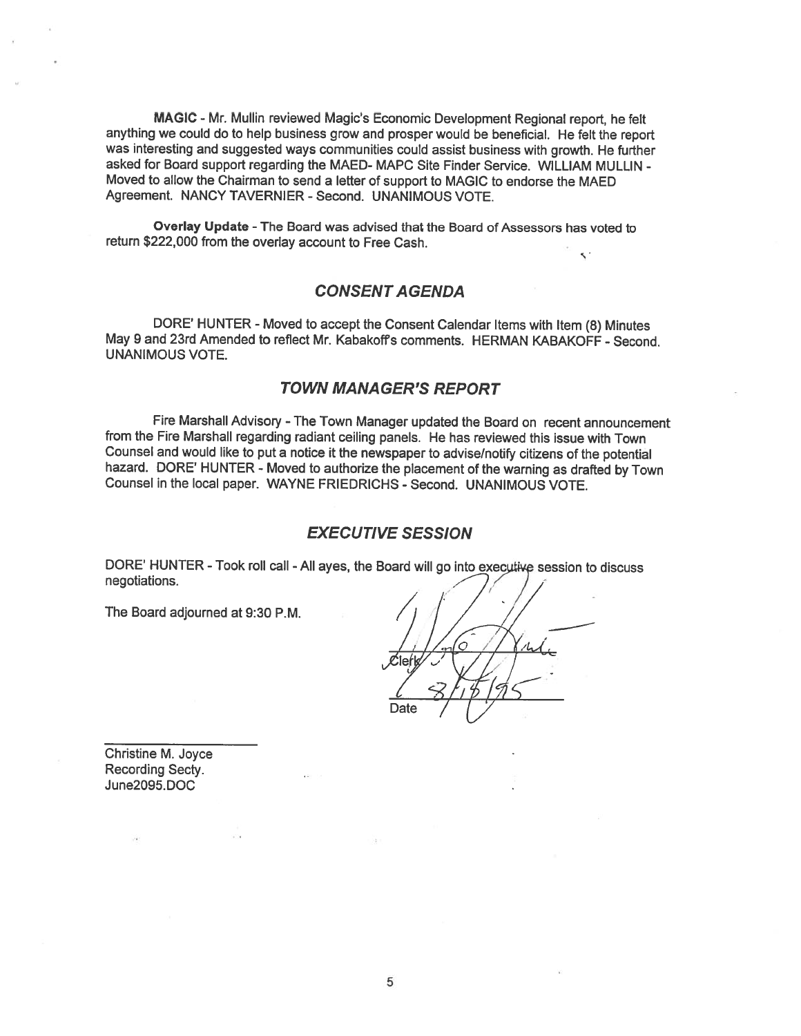**MAGIC** - Mr. Mullin reviewed Magic's Economic Development Regional report, he felt anything we could do to help business grow and prosper would be beneficial. He felt the report was interesting and suggested ways communities could assist business with growth. He further asked for Board support regarding the MAED- MAPC Site Finder Service. WILLIAM MULLIN - Moved to allow the Chairman to send a letter of support to MAGIC to endorse the MAED Agreement. NANCY TAVERNIER - Second. UNANIMOUS VOTE.

**Overlay Update** - The Board was advised that the Board of Assessors has voted to return $222,000 from the overlay account to Free Cash.

## *CONSENT AGENDA*

DORE' HUNTER - Moved to accept the Consent Calendar Items with Item (8) Minutes May 9 and 23rd Amended to reflect Mr. Kabakoff's comments. HERMAN KABAKOFF - Second. UNANIMOUS VOTE.

## *TOWN MANAGER'S REPORT*

Fire Marshall Advisory - The Town Manager updated the Board on recent announcement from the Fire Marshall regarding radiant ceiling panels. He has reviewed this issue with Town Counsel and would like to put a notice it the newspaper to advise/notify citizens of the potential hazard. DORE' HUNTER - Moved to authorize the placement of the warning as drafted by Town Counsel in the local paper. WAYNE FRIEDRICHS - Second. UNANIMOUS VOTE.

## *EXECUTIVE SESSION*

DORE' HUNTER - Took roll call - All ayes, the Board will go into executive session to discuss negotiations.

The Board adjourned at 9:30 P.M.

Clerk

Date 8/14/95

Christine M. Joyce
Recording Secty.
June2095.DOC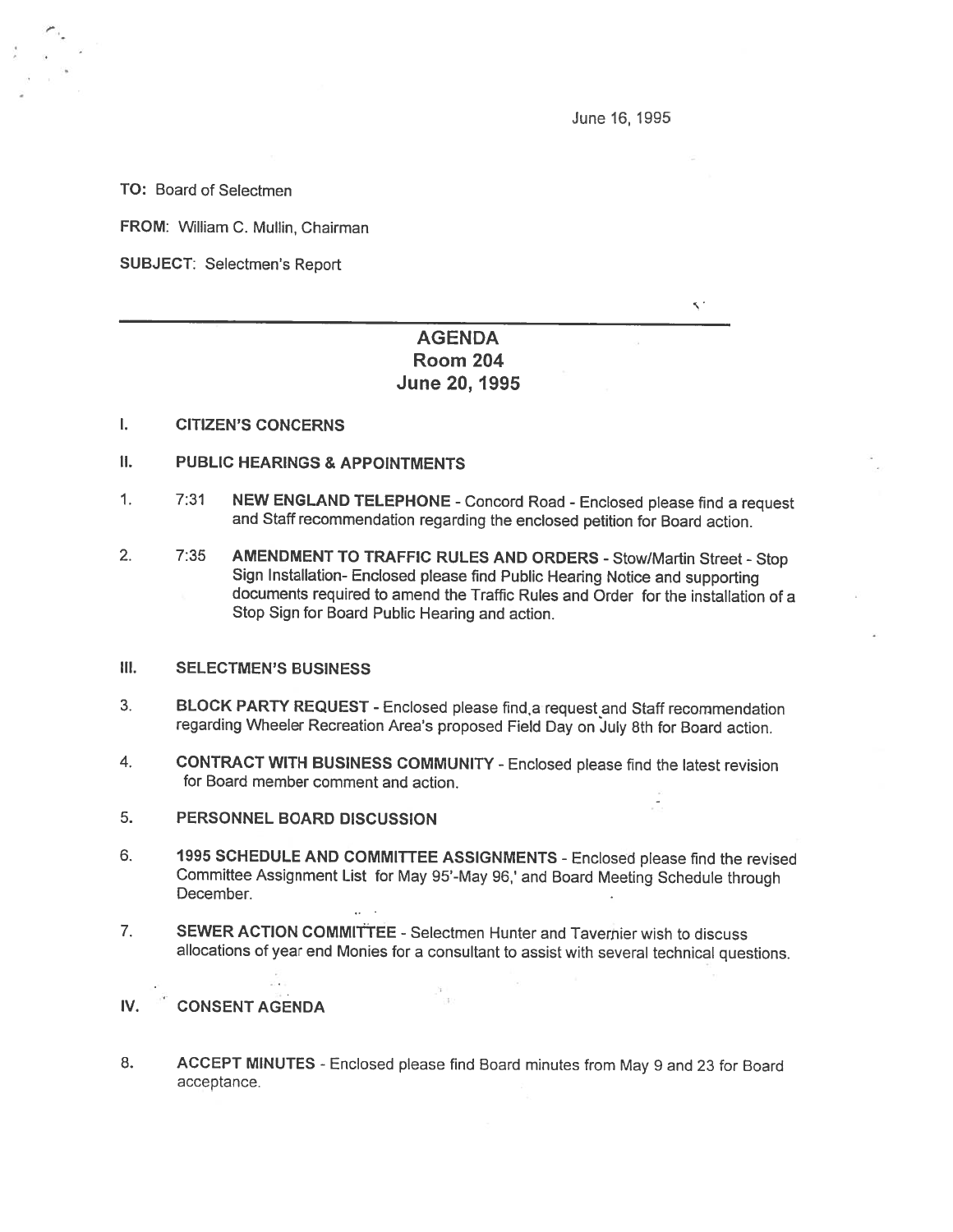June 16, 1995

**TO:** Board of Selectmen

**FROM:** William C. Mullin, Chairman

**SUBJECT:** Selectmen's Report

---

# AGENDA
## Room 204
## June 20, 1995

**I. CITIZEN'S CONCERNS**

**II. PUBLIC HEARINGS & APPOINTMENTS**

1. 7:31 **NEW ENGLAND TELEPHONE** - Concord Road - Enclosed please find a request and Staff recommendation regarding the enclosed petition for Board action.

2. 7:35 **AMENDMENT TO TRAFFIC RULES AND ORDERS** - Stow/Martin Street - Stop Sign Installation- Enclosed please find Public Hearing Notice and supporting documents required to amend the Traffic Rules and Order for the installation of a Stop Sign for Board Public Hearing and action.

**III. SELECTMEN'S BUSINESS**

3. **BLOCK PARTY REQUEST** - Enclosed please find a request and Staff recommendation regarding Wheeler Recreation Area's proposed Field Day on July 8th for Board action.

4. **CONTRACT WITH BUSINESS COMMUNITY** - Enclosed please find the latest revision for Board member comment and action.

5. **PERSONNEL BOARD DISCUSSION**

6. **1995 SCHEDULE AND COMMITTEE ASSIGNMENTS** - Enclosed please find the revised Committee Assignment List for May 95'-May 96,' and Board Meeting Schedule through December.

7. **SEWER ACTION COMMITTEE** - Selectmen Hunter and Tavernier wish to discuss allocations of year end Monies for a consultant to assist with several technical questions.

**IV. CONSENT AGENDA**

8. **ACCEPT MINUTES** - Enclosed please find Board minutes from May 9 and 23 for Board acceptance.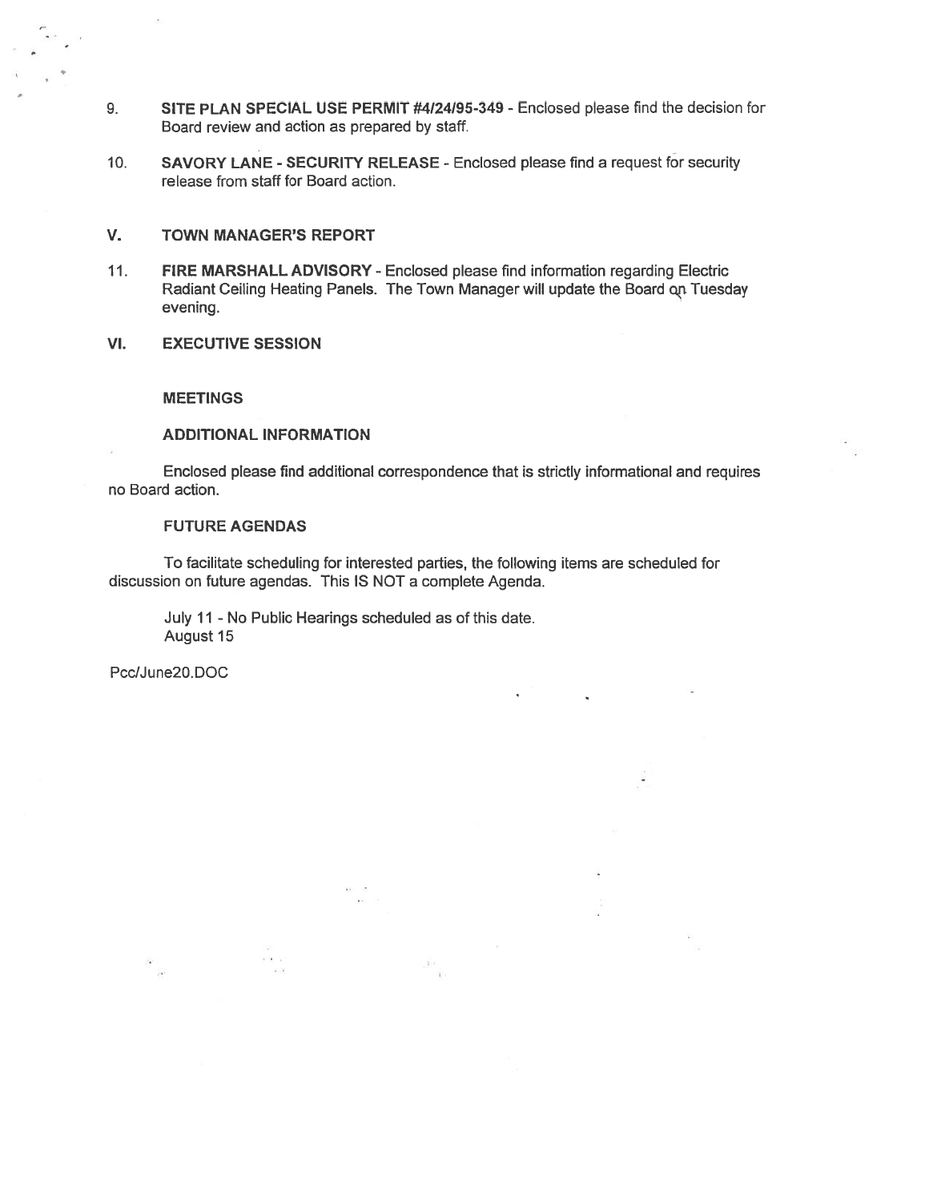9. **SITE PLAN SPECIAL USE PERMIT #4/24/95-349** - Enclosed please find the decision for Board review and action as prepared by staff.

10. **SAVORY LANE - SECURITY RELEASE** - Enclosed please find a request for security release from staff for Board action.

## V. TOWN MANAGER'S REPORT

11. **FIRE MARSHALL ADVISORY** - Enclosed please find information regarding Electric Radiant Ceiling Heating Panels. The Town Manager will update the Board on Tuesday evening.

## VI. EXECUTIVE SESSION

### MEETINGS

### ADDITIONAL INFORMATION

Enclosed please find additional correspondence that is strictly informational and requires no Board action.

### FUTURE AGENDAS

To facilitate scheduling for interested parties, the following items are scheduled for discussion on future agendas. This IS NOT a complete Agenda.

July 11 - No Public Hearings scheduled as of this date.
August 15

Pcc/June20.DOC